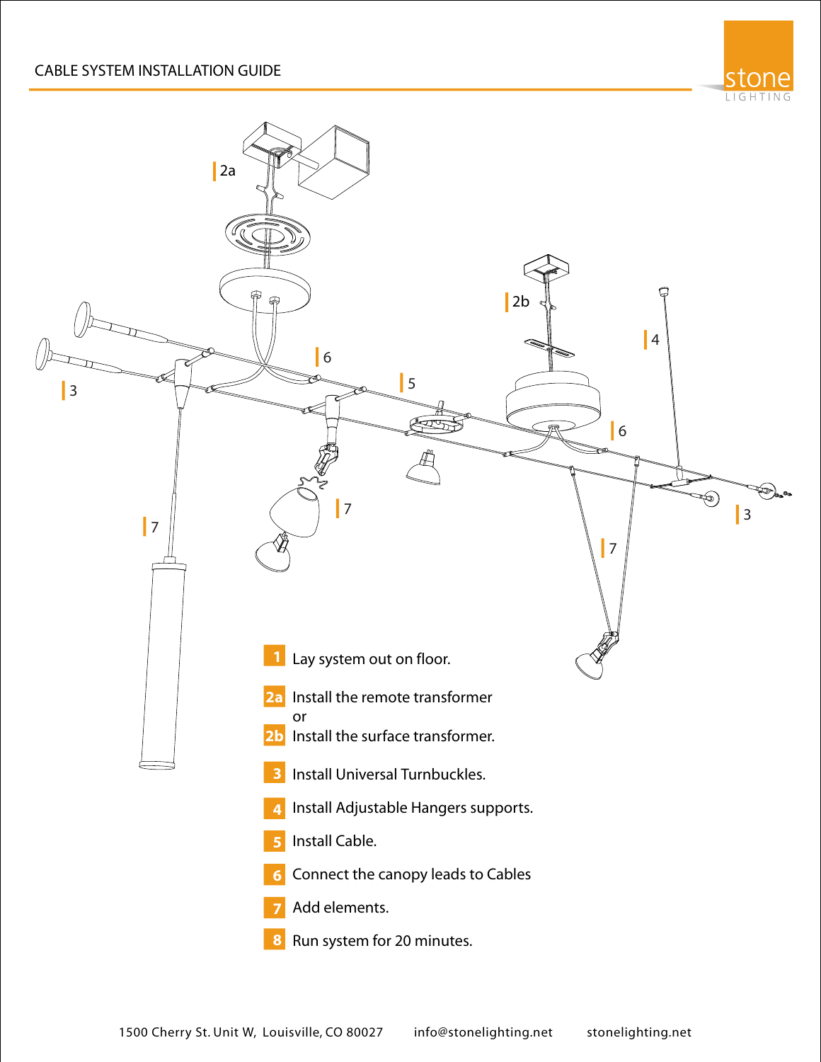# CABLE SYSTEM INSTALLATION GUIDE

1. Lay system out on floor.

2a. Install the remote transformer
or
2b. Install the surface transformer.

3. Install Universal Turnbuckles.

4. Install Adjustable Hangers supports.

5. Install Cable.

6. Connect the canopy leads to Cables

7. Add elements.

8. Run system for 20 minutes.

1500 Cherry St. Unit W, Louisville, CO 80027     info@stonelighting.net     stonelighting.net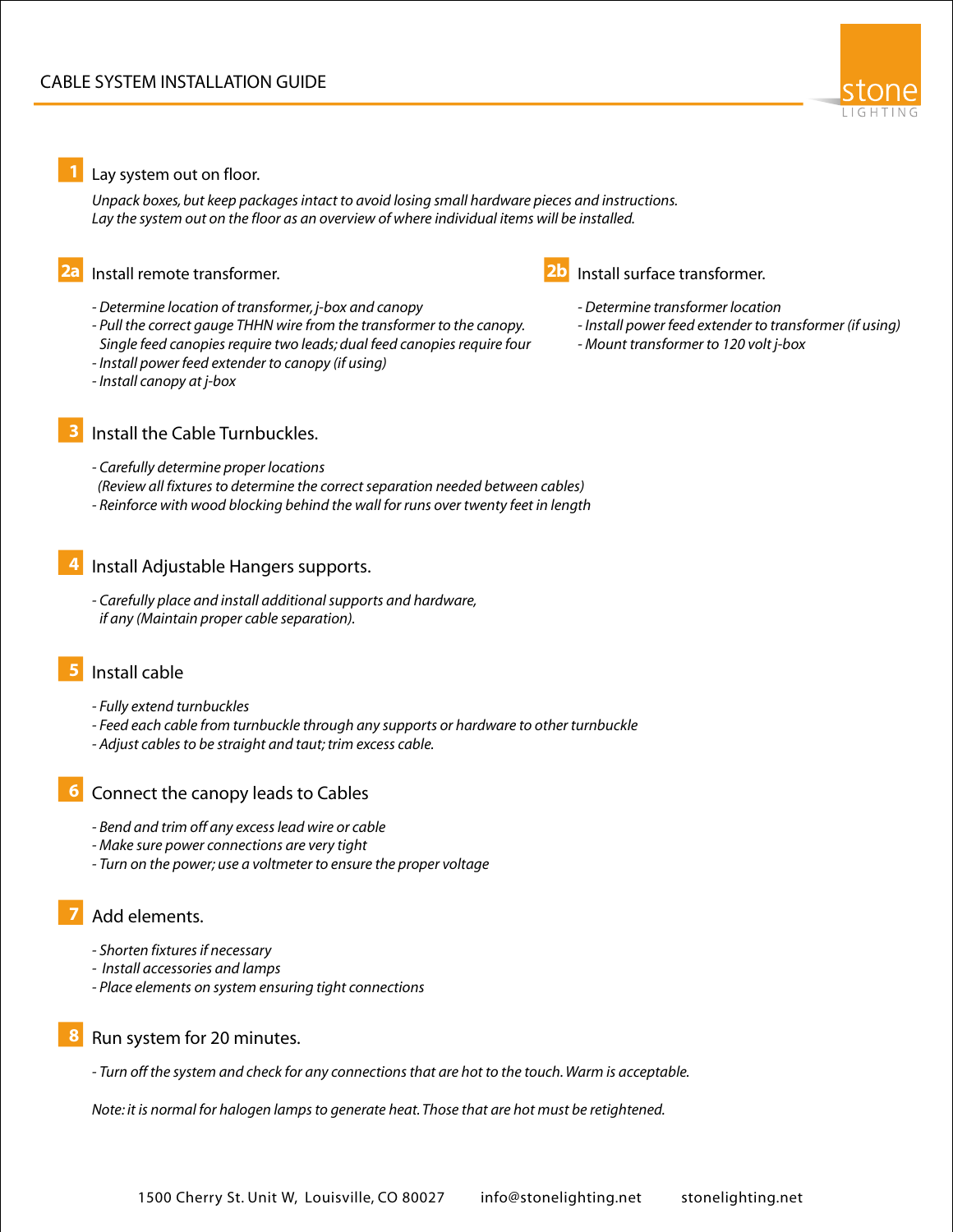# CABLE SYSTEM INSTALLATION GUIDE

stone LIGHTING

## 1 Lay system out on floor.

*Unpack boxes, but keep packages intact to avoid losing small hardware pieces and instructions. Lay the system out on the floor as an overview of where individual items will be installed.*

## 2a Install remote transformer.

- *Determine location of transformer, j-box and canopy*
- *Pull the correct gauge THHN wire from the transformer to the canopy. Single feed canopies require two leads; dual feed canopies require four*
- *Install power feed extender to canopy (if using)*
- *Install canopy at j-box*

## 2b Install surface transformer.

- *Determine transformer location*
- *Install power feed extender to transformer (if using)*
- *Mount transformer to 120 volt j-box*

## 3 Install the Cable Turnbuckles.

- *Carefully determine proper locations (Review all fixtures to determine the correct separation needed between cables)*
- *Reinforce with wood blocking behind the wall for runs over twenty feet in length*

## 4 Install Adjustable Hangers supports.

- *Carefully place and install additional supports and hardware, if any (Maintain proper cable separation).*

## 5 Install cable

- *Fully extend turnbuckles*
- *Feed each cable from turnbuckle through any supports or hardware to other turnbuckle*
- *Adjust cables to be straight and taut; trim excess cable.*

## 6 Connect the canopy leads to Cables

- *Bend and trim off any excess lead wire or cable*
- *Make sure power connections are very tight*
- *Turn on the power; use a voltmeter to ensure the proper voltage*

## 7 Add elements.

- *Shorten fixtures if necessary*
- *Install accessories and lamps*
- *Place elements on system ensuring tight connections*

## 8 Run system for 20 minutes.

- *Turn off the system and check for any connections that are hot to the touch. Warm is acceptable.*

*Note: it is normal for halogen lamps to generate heat. Those that are hot must be retightened.*

1500 Cherry St. Unit W, Louisville, CO 80027 info@stonelighting.net stonelighting.net